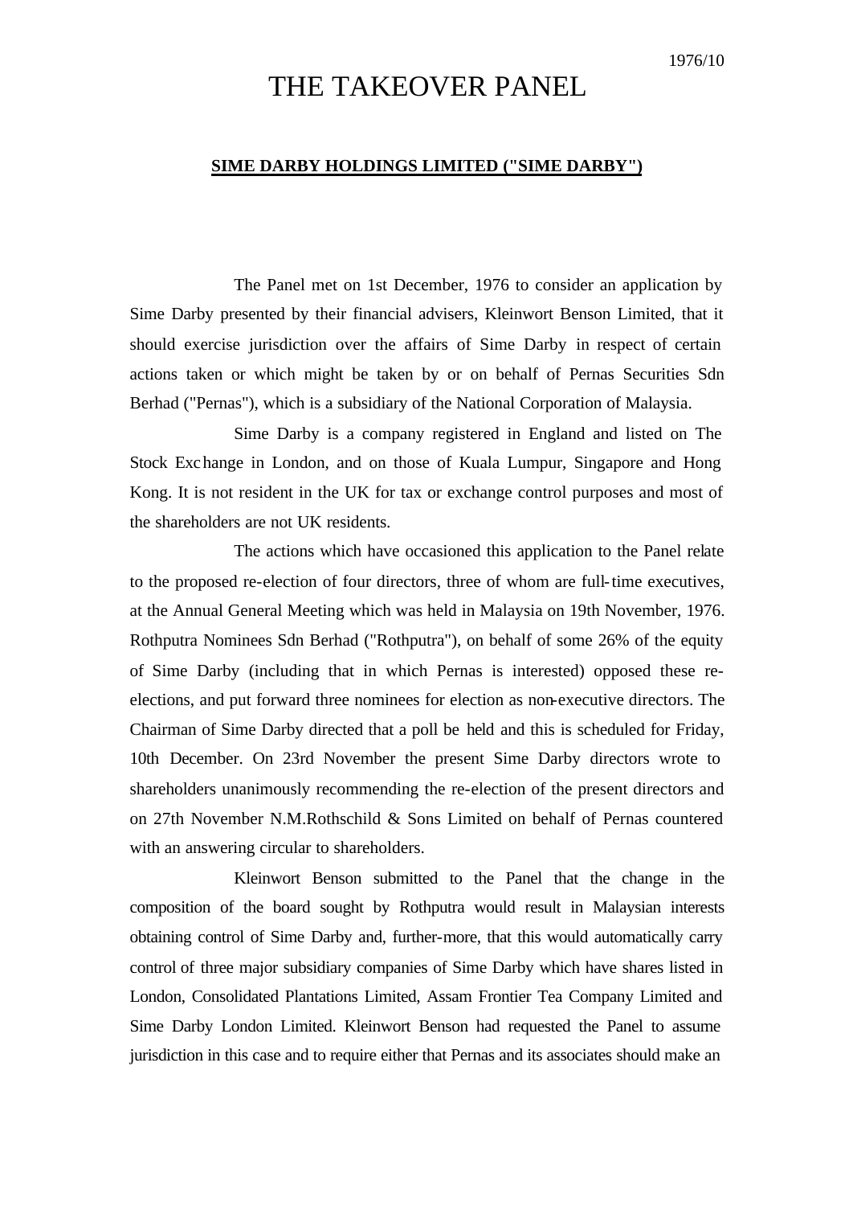1976/10

# THE TAKEOVER PANEL

**SIME DARBY HOLDINGS LIMITED ("SIME DARBY")**

The Panel met on 1st December, 1976 to consider an application by Sime Darby presented by their financial advisers, Kleinwort Benson Limited, that it should exercise jurisdiction over the affairs of Sime Darby in respect of certain actions taken or which might be taken by or on behalf of Pernas Securities Sdn Berhad ("Pernas"), which is a subsidiary of the National Corporation of Malaysia.

Sime Darby is a company registered in England and listed on The Stock Exchange in London, and on those of Kuala Lumpur, Singapore and Hong Kong. It is not resident in the UK for tax or exchange control purposes and most of the shareholders are not UK residents.

The actions which have occasioned this application to the Panel relate to the proposed re-election of four directors, three of whom are full-time executives, at the Annual General Meeting which was held in Malaysia on 19th November, 1976. Rothputra Nominees Sdn Berhad ("Rothputra"), on behalf of some 26% of the equity of Sime Darby (including that in which Pernas is interested) opposed these re-elections, and put forward three nominees for election as non-executive directors. The Chairman of Sime Darby directed that a poll be held and this is scheduled for Friday, 10th December. On 23rd November the present Sime Darby directors wrote to shareholders unanimously recommending the re-election of the present directors and on 27th November N.M.Rothschild & Sons Limited on behalf of Pernas countered with an answering circular to shareholders.

Kleinwort Benson submitted to the Panel that the change in the composition of the board sought by Rothputra would result in Malaysian interests obtaining control of Sime Darby and, further-more, that this would automatically carry control of three major subsidiary companies of Sime Darby which have shares listed in London, Consolidated Plantations Limited, Assam Frontier Tea Company Limited and Sime Darby London Limited. Kleinwort Benson had requested the Panel to assume jurisdiction in this case and to require either that Pernas and its associates should make an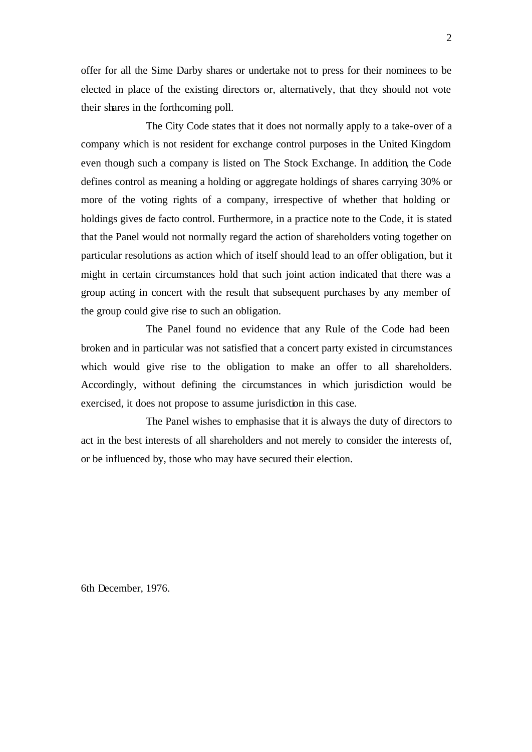offer for all the Sime Darby shares or undertake not to press for their nominees to be elected in place of the existing directors or, alternatively, that they should not vote their shares in the forthcoming poll.

The City Code states that it does not normally apply to a take-over of a company which is not resident for exchange control purposes in the United Kingdom even though such a company is listed on The Stock Exchange. In addition, the Code defines control as meaning a holding or aggregate holdings of shares carrying 30% or more of the voting rights of a company, irrespective of whether that holding or holdings gives de facto control. Furthermore, in a practice note to the Code, it is stated that the Panel would not normally regard the action of shareholders voting together on particular resolutions as action which of itself should lead to an offer obligation, but it might in certain circumstances hold that such joint action indicated that there was a group acting in concert with the result that subsequent purchases by any member of the group could give rise to such an obligation.

The Panel found no evidence that any Rule of the Code had been broken and in particular was not satisfied that a concert party existed in circumstances which would give rise to the obligation to make an offer to all shareholders. Accordingly, without defining the circumstances in which jurisdiction would be exercised, it does not propose to assume jurisdiction in this case.

The Panel wishes to emphasise that it is always the duty of directors to act in the best interests of all shareholders and not merely to consider the interests of, or be influenced by, those who may have secured their election.

6th December, 1976.